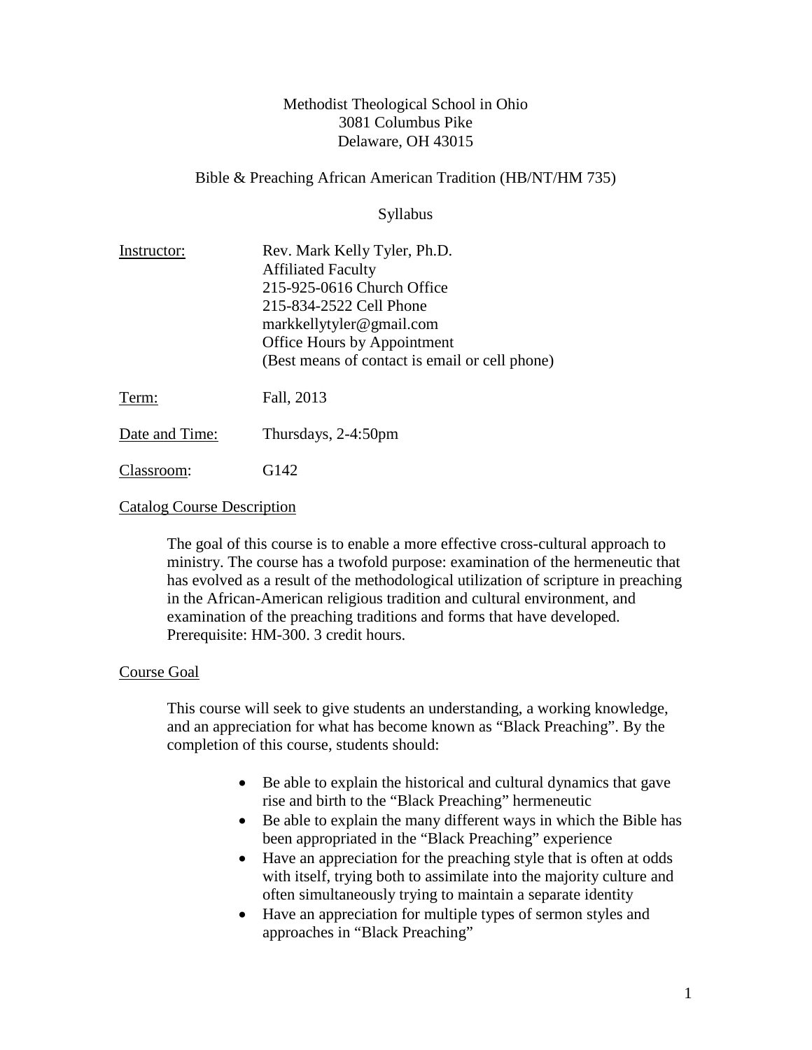Methodist Theological School in Ohio
3081 Columbus Pike
Delaware, OH 43015

Bible & Preaching African American Tradition (HB/NT/HM 735)

Syllabus

Instructor: Rev. Mark Kelly Tyler, Ph.D.
Affiliated Faculty
215-925-0616 Church Office
215-834-2522 Cell Phone
markkellytyler@gmail.com
Office Hours by Appointment
(Best means of contact is email or cell phone)

Term: Fall, 2013

Date and Time: Thursdays, 2-4:50pm

Classroom: G142

## Catalog Course Description

The goal of this course is to enable a more effective cross-cultural approach to ministry. The course has a twofold purpose: examination of the hermeneutic that has evolved as a result of the methodological utilization of scripture in preaching in the African-American religious tradition and cultural environment, and examination of the preaching traditions and forms that have developed. Prerequisite: HM-300. 3 credit hours.

## Course Goal

This course will seek to give students an understanding, a working knowledge, and an appreciation for what has become known as "Black Preaching". By the completion of this course, students should:

- Be able to explain the historical and cultural dynamics that gave rise and birth to the "Black Preaching" hermeneutic
- Be able to explain the many different ways in which the Bible has been appropriated in the "Black Preaching" experience
- Have an appreciation for the preaching style that is often at odds with itself, trying both to assimilate into the majority culture and often simultaneously trying to maintain a separate identity
- Have an appreciation for multiple types of sermon styles and approaches in "Black Preaching"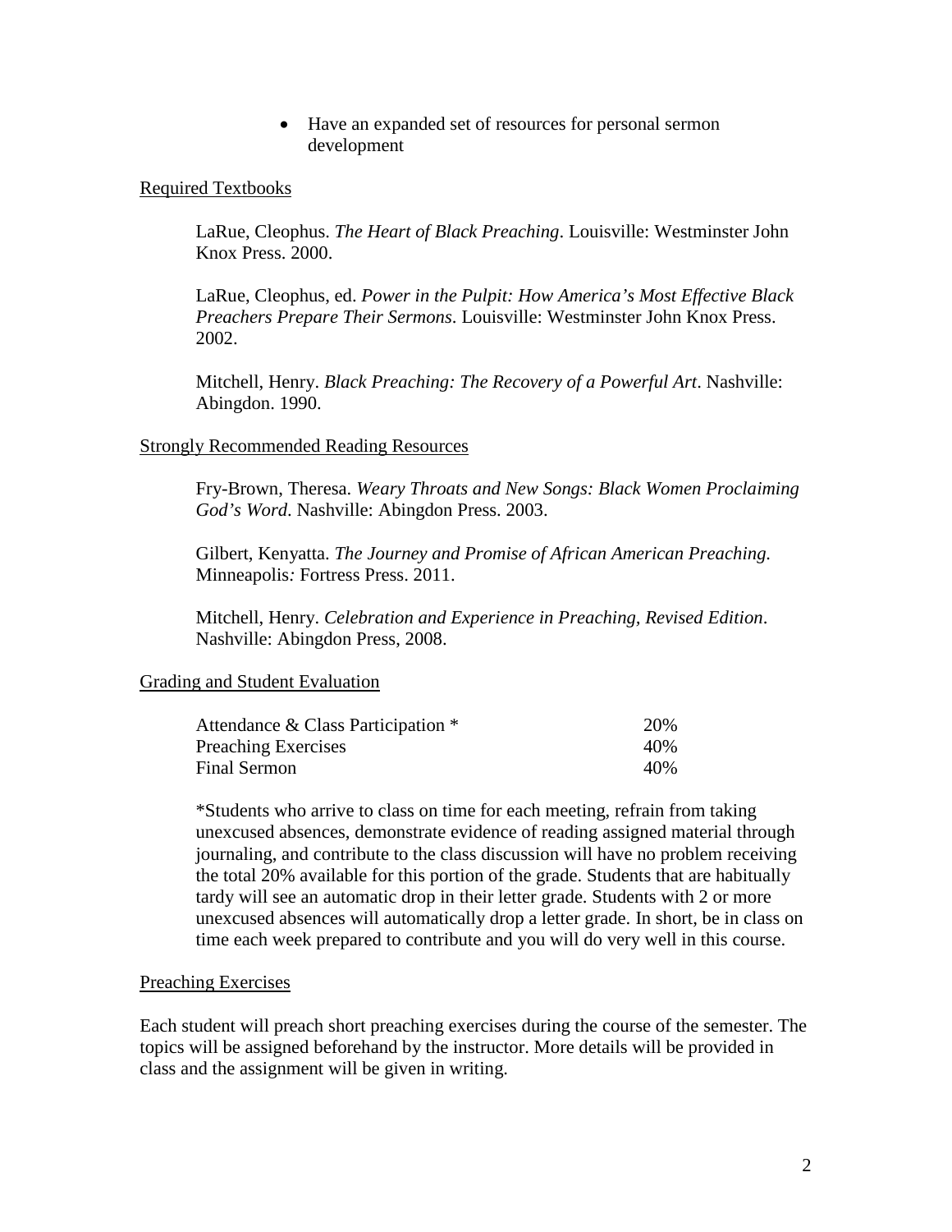- Have an expanded set of resources for personal sermon development

## Required Textbooks

LaRue, Cleophus. *The Heart of Black Preaching*. Louisville: Westminster John Knox Press. 2000.

LaRue, Cleophus, ed. *Power in the Pulpit: How America's Most Effective Black Preachers Prepare Their Sermons*. Louisville: Westminster John Knox Press. 2002.

Mitchell, Henry. *Black Preaching: The Recovery of a Powerful Art*. Nashville: Abingdon. 1990.

## Strongly Recommended Reading Resources

Fry-Brown, Theresa. *Weary Throats and New Songs: Black Women Proclaiming God's Word*. Nashville: Abingdon Press. 2003.

Gilbert, Kenyatta. *The Journey and Promise of African American Preaching.* Minneapolis: Fortress Press. 2011.

Mitchell, Henry. *Celebration and Experience in Preaching, Revised Edition*. Nashville: Abingdon Press, 2008.

## Grading and Student Evaluation

| | |
|---|---|
| Attendance & Class Participation * | 20% |
| Preaching Exercises | 40% |
| Final Sermon | 40% |

*Students who arrive to class on time for each meeting, refrain from taking unexcused absences, demonstrate evidence of reading assigned material through journaling, and contribute to the class discussion will have no problem receiving the total 20% available for this portion of the grade. Students that are habitually tardy will see an automatic drop in their letter grade. Students with 2 or more unexcused absences will automatically drop a letter grade. In short, be in class on time each week prepared to contribute and you will do very well in this course.

## Preaching Exercises

Each student will preach short preaching exercises during the course of the semester. The topics will be assigned beforehand by the instructor. More details will be provided in class and the assignment will be given in writing.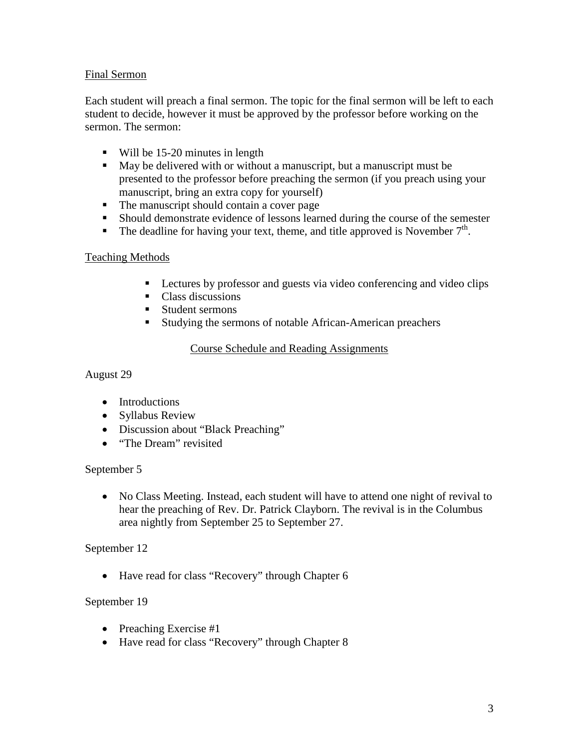## Final Sermon

Each student will preach a final sermon. The topic for the final sermon will be left to each student to decide, however it must be approved by the professor before working on the sermon. The sermon:

- Will be 15-20 minutes in length
- May be delivered with or without a manuscript, but a manuscript must be presented to the professor before preaching the sermon (if you preach using your manuscript, bring an extra copy for yourself)
- The manuscript should contain a cover page
- Should demonstrate evidence of lessons learned during the course of the semester
- The deadline for having your text, theme, and title approved is November 7th.

## Teaching Methods

- Lectures by professor and guests via video conferencing and video clips
- Class discussions
- Student sermons
- Studying the sermons of notable African-American preachers

## Course Schedule and Reading Assignments

August 29

- Introductions
- Syllabus Review
- Discussion about "Black Preaching"
- "The Dream" revisited

September 5

- No Class Meeting. Instead, each student will have to attend one night of revival to hear the preaching of Rev. Dr. Patrick Clayborn. The revival is in the Columbus area nightly from September 25 to September 27.

September 12

- Have read for class "Recovery" through Chapter 6

September 19

- Preaching Exercise #1
- Have read for class "Recovery" through Chapter 8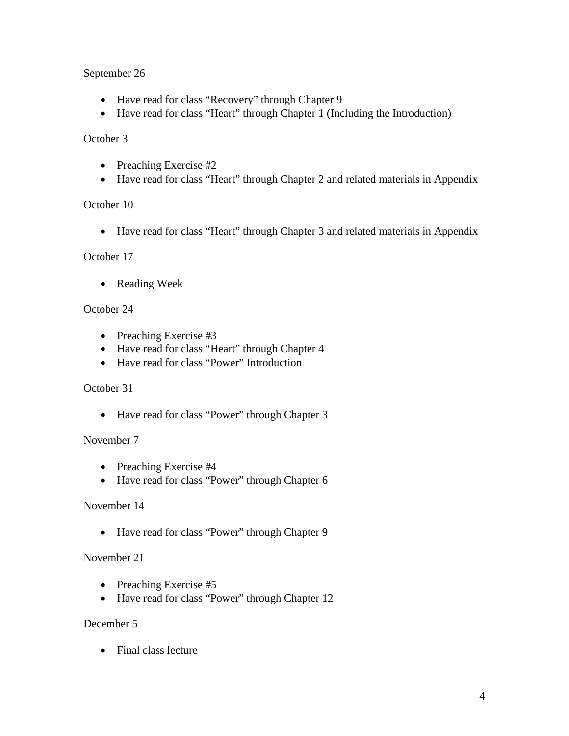September 26

- Have read for class “Recovery” through Chapter 9
- Have read for class “Heart” through Chapter 1 (Including the Introduction)

October 3

- Preaching Exercise #2
- Have read for class “Heart” through Chapter 2 and related materials in Appendix

October 10

- Have read for class “Heart” through Chapter 3 and related materials in Appendix

October 17

- Reading Week

October 24

- Preaching Exercise #3
- Have read for class “Heart” through Chapter 4
- Have read for class “Power” Introduction

October 31

- Have read for class “Power” through Chapter 3

November 7

- Preaching Exercise #4
- Have read for class “Power” through Chapter 6

November 14

- Have read for class “Power” through Chapter 9

November 21

- Preaching Exercise #5
- Have read for class “Power” through Chapter 12

December 5

- Final class lecture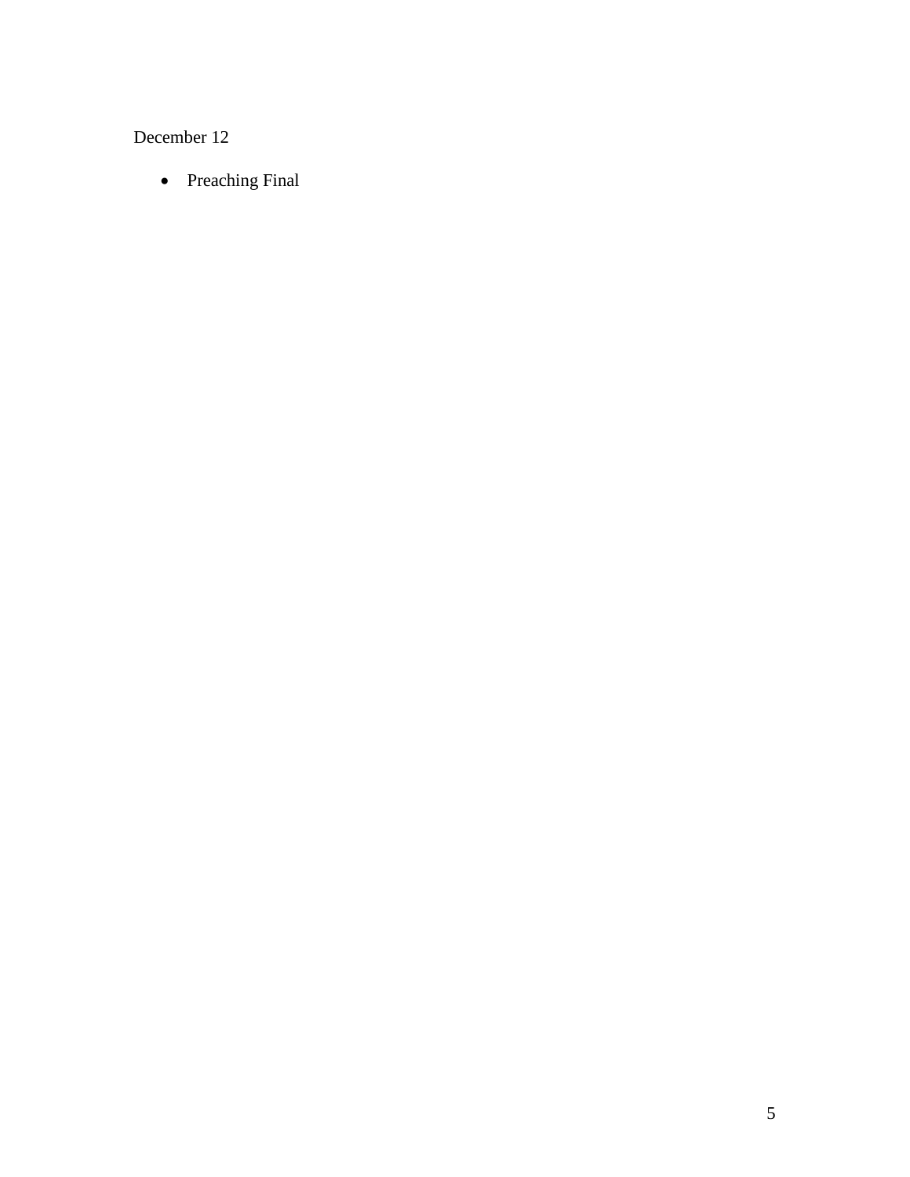December 12

- Preaching Final